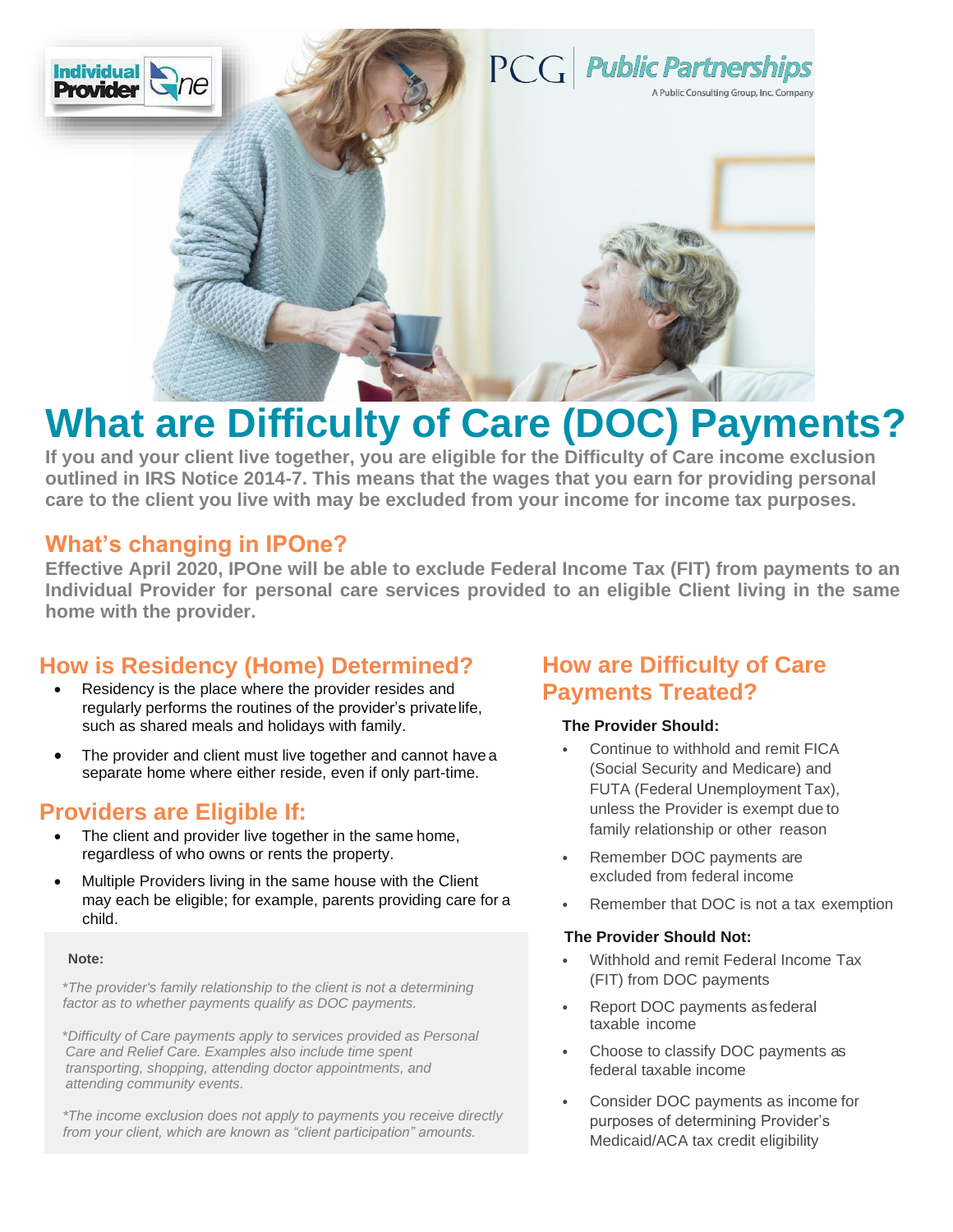# What are Difficulty of Care (DOC) Payments?

**If you and your client live together, you are eligible for the Difficulty of Care income exclusion outlined in IRS Notice 2014-7. This means that the wages that you earn for providing personal care to the client you live with may be excluded from your income for income tax purposes.**

## What's changing in IPOne?

**Effective April 2020, IPOne will be able to exclude Federal Income Tax (FIT) from payments to an Individual Provider for personal care services provided to an eligible Client living in the same home with the provider.**

## How is Residency (Home) Determined?

- Residency is the place where the provider resides and regularly performs the routines of the provider's private life, such as shared meals and holidays with family.
- The provider and client must live together and cannot have a separate home where either reside, even if only part-time.

## Providers are Eligible If:

- The client and provider live together in the same home, regardless of who owns or rents the property.
- Multiple Providers living in the same house with the Client may each be eligible; for example, parents providing care for a child.

**Note:**

*\*The provider's family relationship to the client is not a determining factor as to whether payments qualify as DOC payments.*

*\*Difficulty of Care payments apply to services provided as Personal Care and Relief Care. Examples also include time spent transporting, shopping, attending doctor appointments, and attending community events.*

*\*The income exclusion does not apply to payments you receive directly from your client, which are known as "client participation" amounts.*

## How are Difficulty of Care Payments Treated?

**The Provider Should:**

- Continue to withhold and remit FICA (Social Security and Medicare) and FUTA (Federal Unemployment Tax), unless the Provider is exempt due to family relationship or other reason
- Remember DOC payments are excluded from federal income
- Remember that DOC is not a tax exemption

**The Provider Should Not:**

- Withhold and remit Federal Income Tax (FIT) from DOC payments
- Report DOC payments as federal taxable income
- Choose to classify DOC payments as federal taxable income
- Consider DOC payments as income for purposes of determining Provider's Medicaid/ACA tax credit eligibility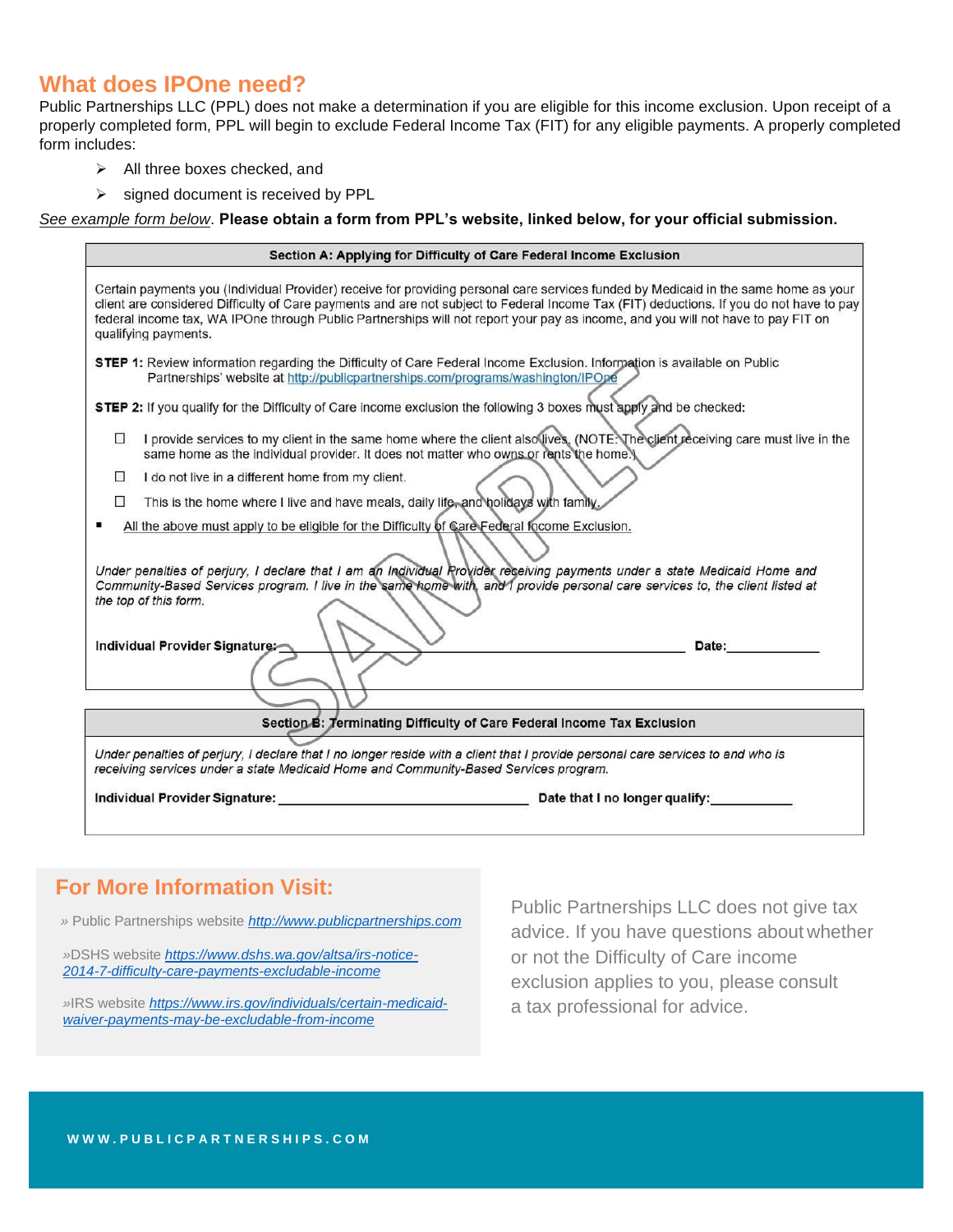## What does IPOne need?

Public Partnerships LLC (PPL) does not make a determination if you are eligible for this income exclusion. Upon receipt of a properly completed form, PPL will begin to exclude Federal Income Tax (FIT) for any eligible payments. A properly completed form includes:

- All three boxes checked, and
- signed document is received by PPL

*See example form below*. **Please obtain a form from PPL's website, linked below, for your official submission.**

**Section A: Applying for Difficulty of Care Federal Income Exclusion**

Certain payments you (Individual Provider) receive for providing personal care services funded by Medicaid in the same home as your client are considered Difficulty of Care payments and are not subject to Federal Income Tax (FIT) deductions. If you do not have to pay federal income tax, WA IPOne through Public Partnerships will not report your pay as income, and you will not have to pay FIT on qualifying payments.

**STEP 1:** Review information regarding the Difficulty of Care Federal Income Exclusion. Information is available on Public Partnerships' website at http://publicpartnerships.com/programs/washington/IPOne

**STEP 2:** If you qualify for the Difficulty of Care income exclusion the following 3 boxes must apply and be checked:

- ☐ I provide services to my client in the same home where the client also lives. (NOTE: The client receiving care must live in the same home as the individual provider. It does not matter who owns or rents the home.)
- ☐ I do not live in a different home from my client.
- ☐ This is the home where I live and have meals, daily life, and holidays with family.
- All the above must apply to be eligible for the Difficulty of Care Federal Income Exclusion.

*Under penalties of perjury, I declare that I am an Individual Provider receiving payments under a state Medicaid Home and Community-Based Services program. I live in the same home with, and I provide personal care services to, the client listed at the top of this form.*

**Individual Provider Signature:** ______________________________ **Date:** ____________

SAMPLE

**Section B: Terminating Difficulty of Care Federal Income Tax Exclusion**

*Under penalties of perjury, I declare that I no longer reside with a client that I provide personal care services to and who is receiving services under a state Medicaid Home and Community-Based Services program.*

**Individual Provider Signature:** ______________________________ **Date that I no longer qualify:** ___________

## For More Information Visit:

» Public Partnerships website *http://www.publicpartnerships.com*

»DSHS website *https://www.dshs.wa.gov/altsa/irs-notice-2014-7-difficulty-care-payments-excludable-income*

»IRS website *https://www.irs.gov/individuals/certain-medicaid-waiver-payments-may-be-excludable-from-income*

Public Partnerships LLC does not give tax advice. If you have questions about whether or not the Difficulty of Care income exclusion applies to you, please consult a tax professional for advice.

WWW.PUBLICPARTNERSHIPS.COM